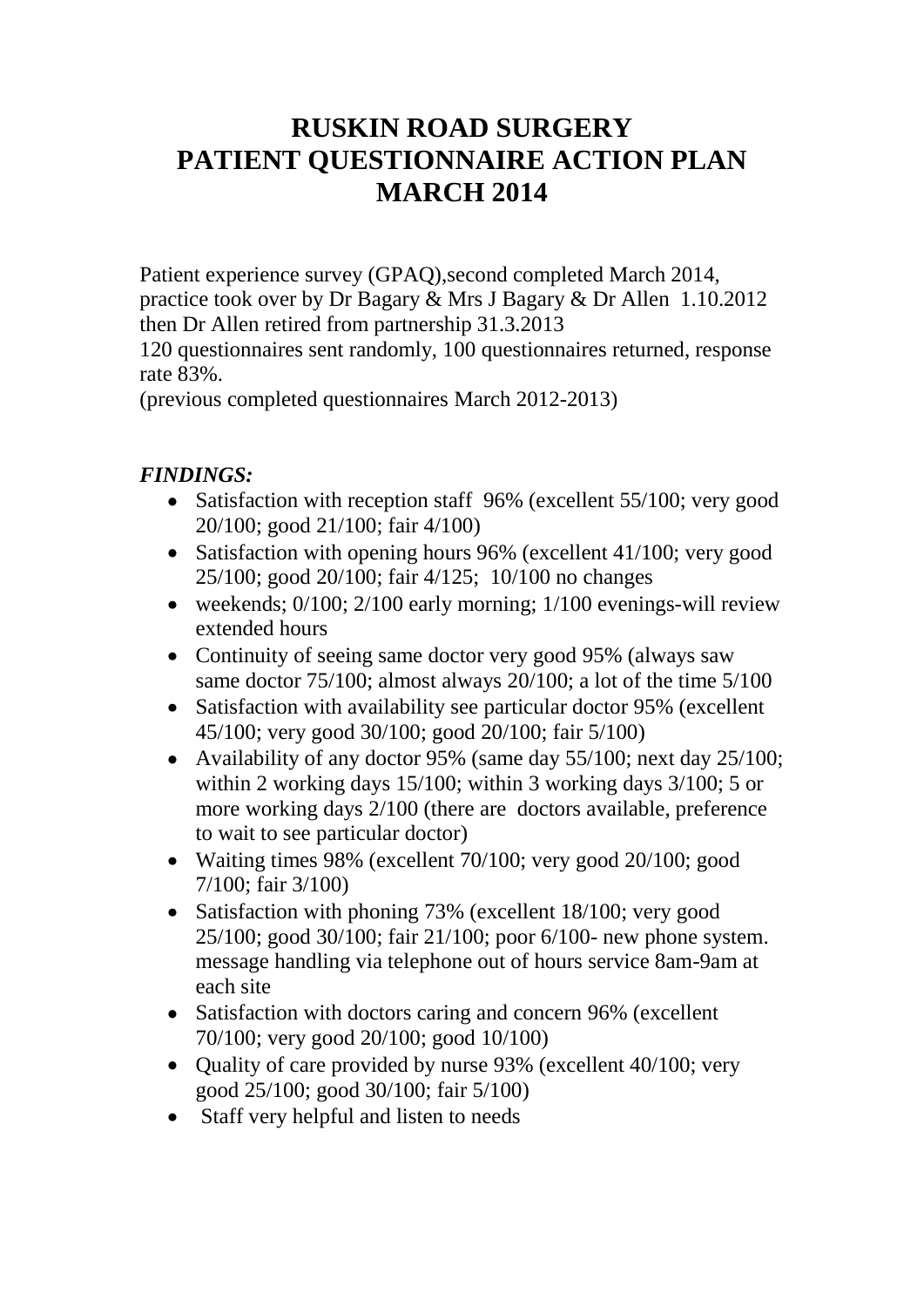# RUSKIN ROAD SURGERY PATIENT QUESTIONNAIRE ACTION PLAN MARCH 2014

Patient experience survey (GPAQ),second completed March 2014, practice took over by Dr Bagary & Mrs J Bagary & Dr Allen 1.10.2012 then Dr Allen retired from partnership 31.3.2013
120 questionnaires sent randomly, 100 questionnaires returned, response rate 83%.
(previous completed questionnaires March 2012-2013)

***FINDINGS:***

- Satisfaction with reception staff 96% (excellent 55/100; very good 20/100; good 21/100; fair 4/100)
- Satisfaction with opening hours 96% (excellent 41/100; very good 25/100; good 20/100; fair 4/125; 10/100 no changes
- weekends; 0/100; 2/100 early morning; 1/100 evenings-will review extended hours
- Continuity of seeing same doctor very good 95% (always saw same doctor 75/100; almost always 20/100; a lot of the time 5/100
- Satisfaction with availability see particular doctor 95% (excellent 45/100; very good 30/100; good 20/100; fair 5/100)
- Availability of any doctor 95% (same day 55/100; next day 25/100; within 2 working days 15/100; within 3 working days 3/100; 5 or more working days 2/100 (there are doctors available, preference to wait to see particular doctor)
- Waiting times 98% (excellent 70/100; very good 20/100; good 7/100; fair 3/100)
- Satisfaction with phoning 73% (excellent 18/100; very good 25/100; good 30/100; fair 21/100; poor 6/100- new phone system. message handling via telephone out of hours service 8am-9am at each site
- Satisfaction with doctors caring and concern 96% (excellent 70/100; very good 20/100; good 10/100)
- Quality of care provided by nurse 93% (excellent 40/100; very good 25/100; good 30/100; fair 5/100)
- Staff very helpful and listen to needs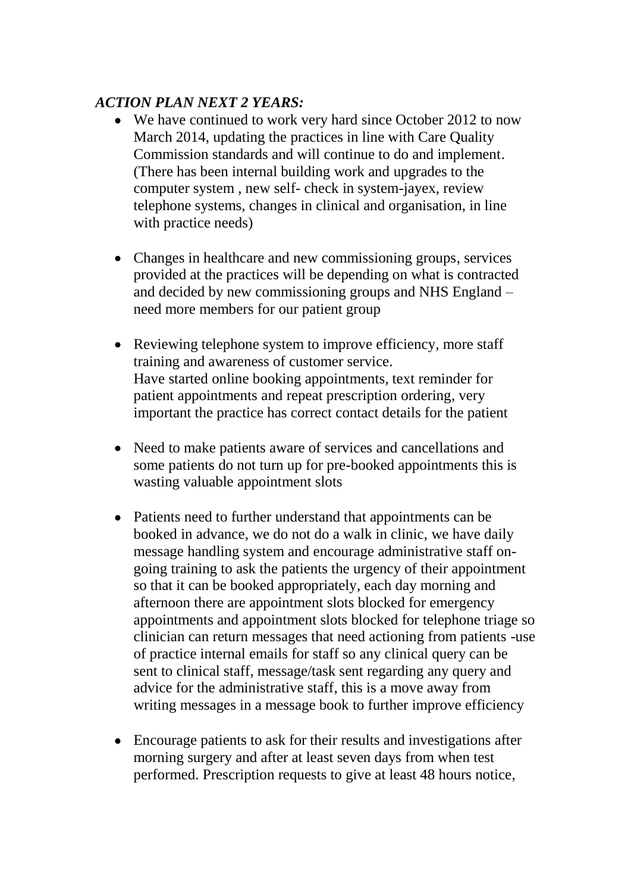***ACTION PLAN NEXT 2 YEARS:***

- We have continued to work very hard since October 2012 to now March 2014, updating the practices in line with Care Quality Commission standards and will continue to do and implement. (There has been internal building work and upgrades to the computer system , new self- check in system-jayex, review telephone systems, changes in clinical and organisation, in line with practice needs)

- Changes in healthcare and new commissioning groups, services provided at the practices will be depending on what is contracted and decided by new commissioning groups and NHS England – need more members for our patient group

- Reviewing telephone system to improve efficiency, more staff training and awareness of customer service.
  Have started online booking appointments, text reminder for patient appointments and repeat prescription ordering, very important the practice has correct contact details for the patient

- Need to make patients aware of services and cancellations and some patients do not turn up for pre-booked appointments this is wasting valuable appointment slots

- Patients need to further understand that appointments can be booked in advance, we do not do a walk in clinic, we have daily message handling system and encourage administrative staff on-going training to ask the patients the urgency of their appointment so that it can be booked appropriately, each day morning and afternoon there are appointment slots blocked for emergency appointments and appointment slots blocked for telephone triage so clinician can return messages that need actioning from patients -use of practice internal emails for staff so any clinical query can be sent to clinical staff, message/task sent regarding any query and advice for the administrative staff, this is a move away from writing messages in a message book to further improve efficiency

- Encourage patients to ask for their results and investigations after morning surgery and after at least seven days from when test performed. Prescription requests to give at least 48 hours notice,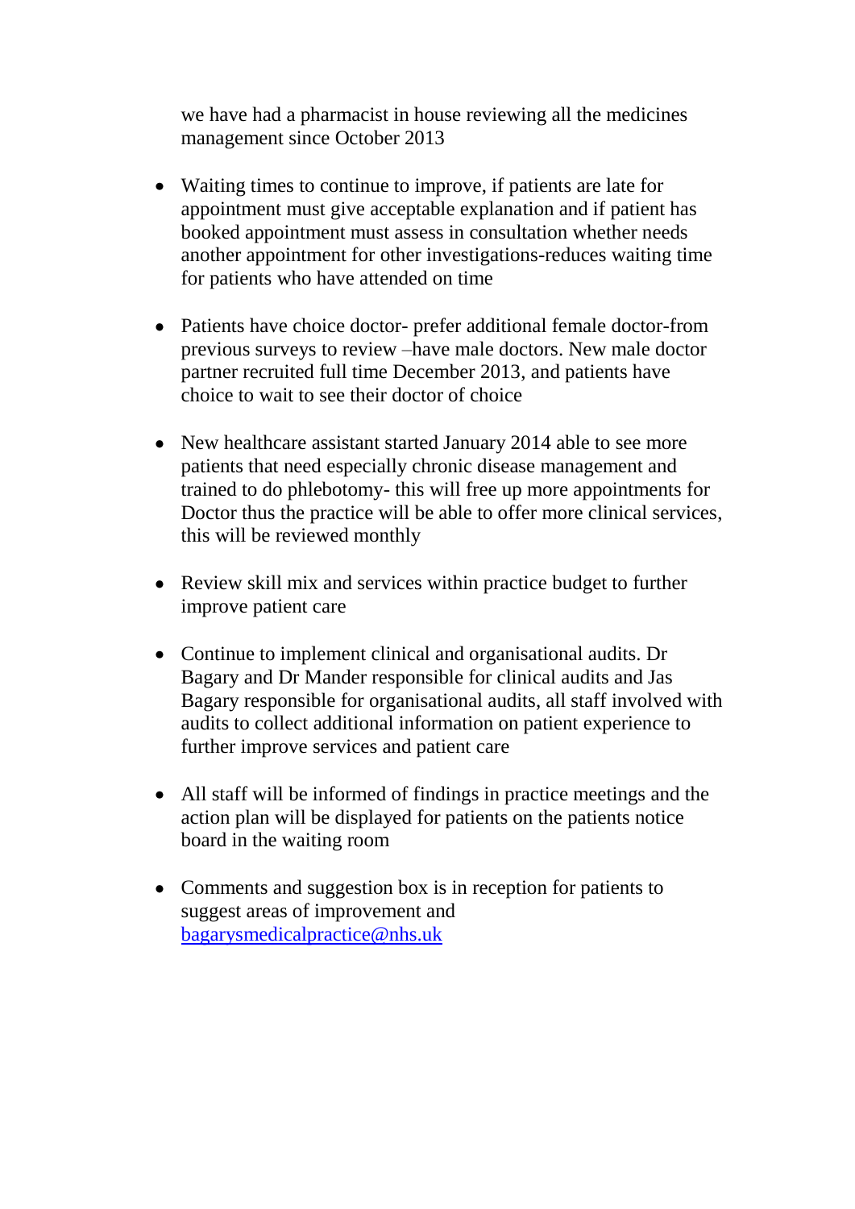we have had a pharmacist in house reviewing all the medicines management since October 2013

- Waiting times to continue to improve, if patients are late for appointment must give acceptable explanation and if patient has booked appointment must assess in consultation whether needs another appointment for other investigations-reduces waiting time for patients who have attended on time

- Patients have choice doctor- prefer additional female doctor-from previous surveys to review –have male doctors. New male doctor partner recruited full time December 2013, and patients have choice to wait to see their doctor of choice

- New healthcare assistant started January 2014 able to see more patients that need especially chronic disease management and trained to do phlebotomy- this will free up more appointments for Doctor thus the practice will be able to offer more clinical services, this will be reviewed monthly

- Review skill mix and services within practice budget to further improve patient care

- Continue to implement clinical and organisational audits. Dr Bagary and Dr Mander responsible for clinical audits and Jas Bagary responsible for organisational audits, all staff involved with audits to collect additional information on patient experience to further improve services and patient care

- All staff will be informed of findings in practice meetings and the action plan will be displayed for patients on the patients notice board in the waiting room

- Comments and suggestion box is in reception for patients to suggest areas of improvement and [bagarysmedicalpractice@nhs.uk](mailto:bagarysmedicalpractice@nhs.uk)